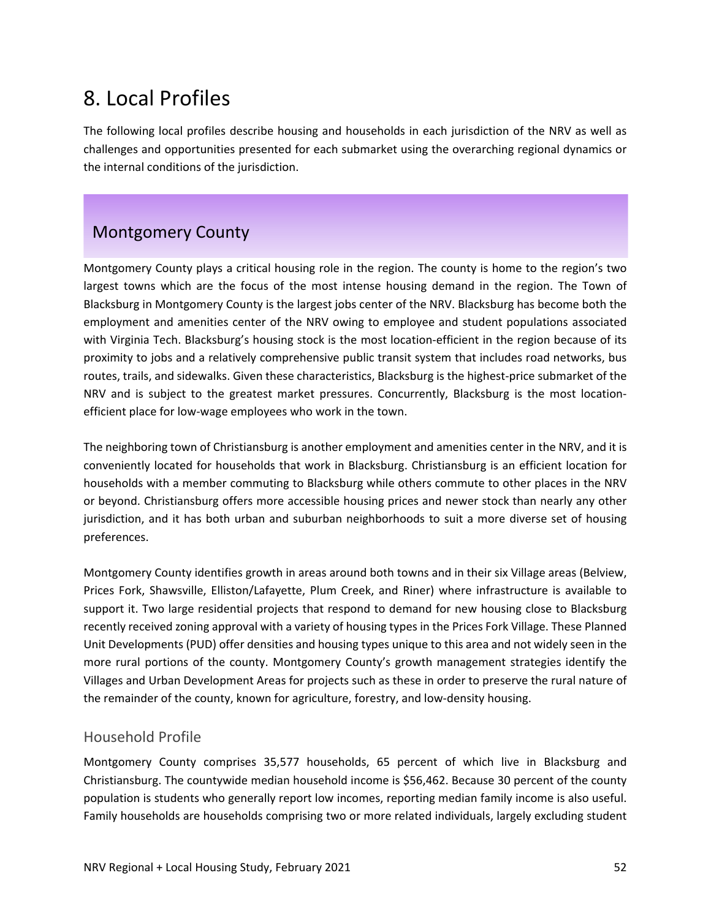# 8. Local Profiles

The following local profiles describe housing and households in each jurisdiction of the NRV as well as challenges and opportunities presented for each submarket using the overarching regional dynamics or the internal conditions of the jurisdiction.

## Montgomery County

Montgomery County plays a critical housing role in the region. The county is home to the region's two largest towns which are the focus of the most intense housing demand in the region. The Town of Blacksburg in Montgomery County is the largest jobs center of the NRV. Blacksburg has become both the employment and amenities center of the NRV owing to employee and student populations associated with Virginia Tech. Blacksburg's housing stock is the most location-efficient in the region because of its proximity to jobs and a relatively comprehensive public transit system that includes road networks, bus routes, trails, and sidewalks. Given these characteristics, Blacksburg is the highest-price submarket of the NRV and is subject to the greatest market pressures. Concurrently, Blacksburg is the most location-efficient place for low-wage employees who work in the town.

The neighboring town of Christiansburg is another employment and amenities center in the NRV, and it is conveniently located for households that work in Blacksburg. Christiansburg is an efficient location for households with a member commuting to Blacksburg while others commute to other places in the NRV or beyond. Christiansburg offers more accessible housing prices and newer stock than nearly any other jurisdiction, and it has both urban and suburban neighborhoods to suit a more diverse set of housing preferences.

Montgomery County identifies growth in areas around both towns and in their six Village areas (Belview, Prices Fork, Shawsville, Elliston/Lafayette, Plum Creek, and Riner) where infrastructure is available to support it. Two large residential projects that respond to demand for new housing close to Blacksburg recently received zoning approval with a variety of housing types in the Prices Fork Village. These Planned Unit Developments (PUD) offer densities and housing types unique to this area and not widely seen in the more rural portions of the county. Montgomery County's growth management strategies identify the Villages and Urban Development Areas for projects such as these in order to preserve the rural nature of the remainder of the county, known for agriculture, forestry, and low-density housing.

### Household Profile

Montgomery County comprises 35,577 households, 65 percent of which live in Blacksburg and Christiansburg. The countywide median household income is $56,462. Because 30 percent of the county population is students who generally report low incomes, reporting median family income is also useful. Family households are households comprising two or more related individuals, largely excluding student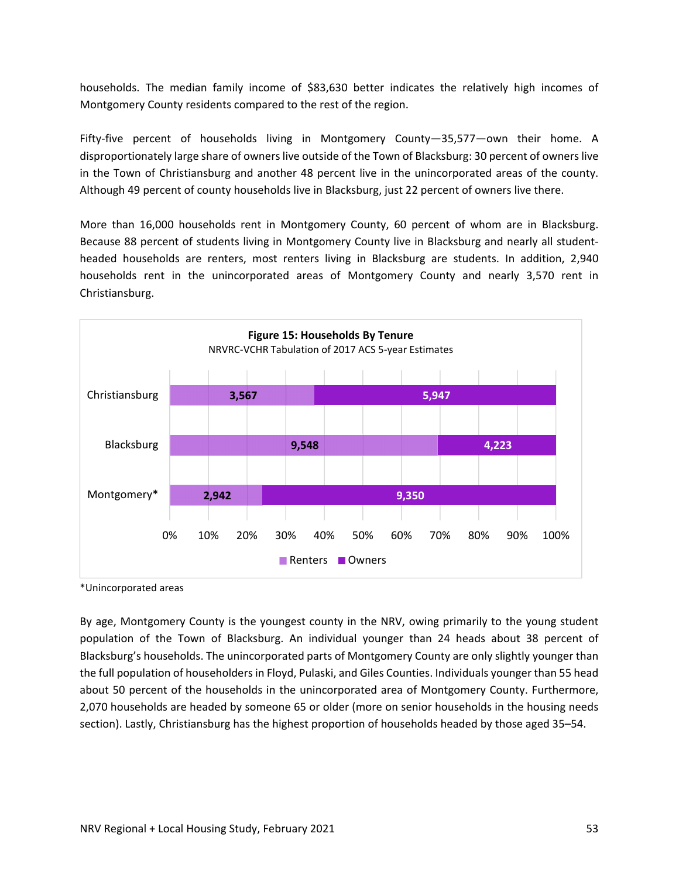households. The median family income of $83,630 better indicates the relatively high incomes of Montgomery County residents compared to the rest of the region.

Fifty-five percent of households living in Montgomery County—35,577—own their home. A disproportionately large share of owners live outside of the Town of Blacksburg: 30 percent of owners live in the Town of Christiansburg and another 48 percent live in the unincorporated areas of the county. Although 49 percent of county households live in Blacksburg, just 22 percent of owners live there.

More than 16,000 households rent in Montgomery County, 60 percent of whom are in Blacksburg. Because 88 percent of students living in Montgomery County live in Blacksburg and nearly all student-headed households are renters, most renters living in Blacksburg are students. In addition, 2,940 households rent in the unincorporated areas of Montgomery County and nearly 3,570 rent in Christiansburg.

**Figure 15: Households By Tenure**

NRVRC-VCHR Tabulation of 2017 ACS 5-year Estimates

| | Renters | Owners |
|---|---|---|
| Christiansburg | 3,567 | 5,947 |
| Blacksburg | 9,548 | 4,223 |
| Montgomery* | 2,942 | 9,350 |

*Unincorporated areas

By age, Montgomery County is the youngest county in the NRV, owing primarily to the young student population of the Town of Blacksburg. An individual younger than 24 heads about 38 percent of Blacksburg's households. The unincorporated parts of Montgomery County are only slightly younger than the full population of householders in Floyd, Pulaski, and Giles Counties. Individuals younger than 55 head about 50 percent of the households in the unincorporated area of Montgomery County. Furthermore, 2,070 households are headed by someone 65 or older (more on senior households in the housing needs section). Lastly, Christiansburg has the highest proportion of households headed by those aged 35–54.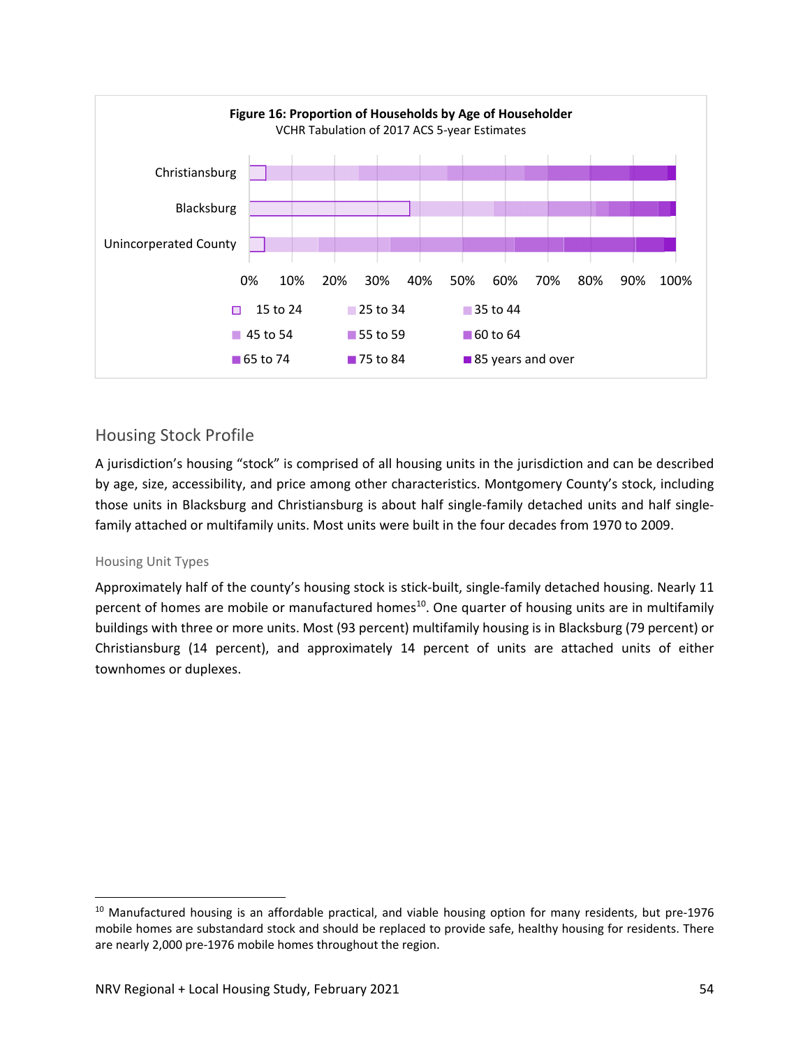**Figure 16: Proportion of Households by Age of Householder**

VCHR Tabulation of 2017 ACS 5-year Estimates

Christiansburg

Blacksburg

Unincorperated County

0% 10% 20% 30% 40% 50% 60% 70% 80% 90% 100%

15 to 24 | 25 to 34 | 35 to 44 | 45 to 54 | 55 to 59 | 60 to 64 | 65 to 74 | 75 to 84 | 85 years and over

## Housing Stock Profile

A jurisdiction's housing "stock" is comprised of all housing units in the jurisdiction and can be described by age, size, accessibility, and price among other characteristics. Montgomery County's stock, including those units in Blacksburg and Christiansburg is about half single-family detached units and half single-family attached or multifamily units. Most units were built in the four decades from 1970 to 2009.

### Housing Unit Types

Approximately half of the county's housing stock is stick-built, single-family detached housing. Nearly 11 percent of homes are mobile or manufactured homes[10]. One quarter of housing units are in multifamily buildings with three or more units. Most (93 percent) multifamily housing is in Blacksburg (79 percent) or Christiansburg (14 percent), and approximately 14 percent of units are attached units of either townhomes or duplexes.

---

[10] Manufactured housing is an affordable practical, and viable housing option for many residents, but pre-1976 mobile homes are substandard stock and should be replaced to provide safe, healthy housing for residents. There are nearly 2,000 pre-1976 mobile homes throughout the region.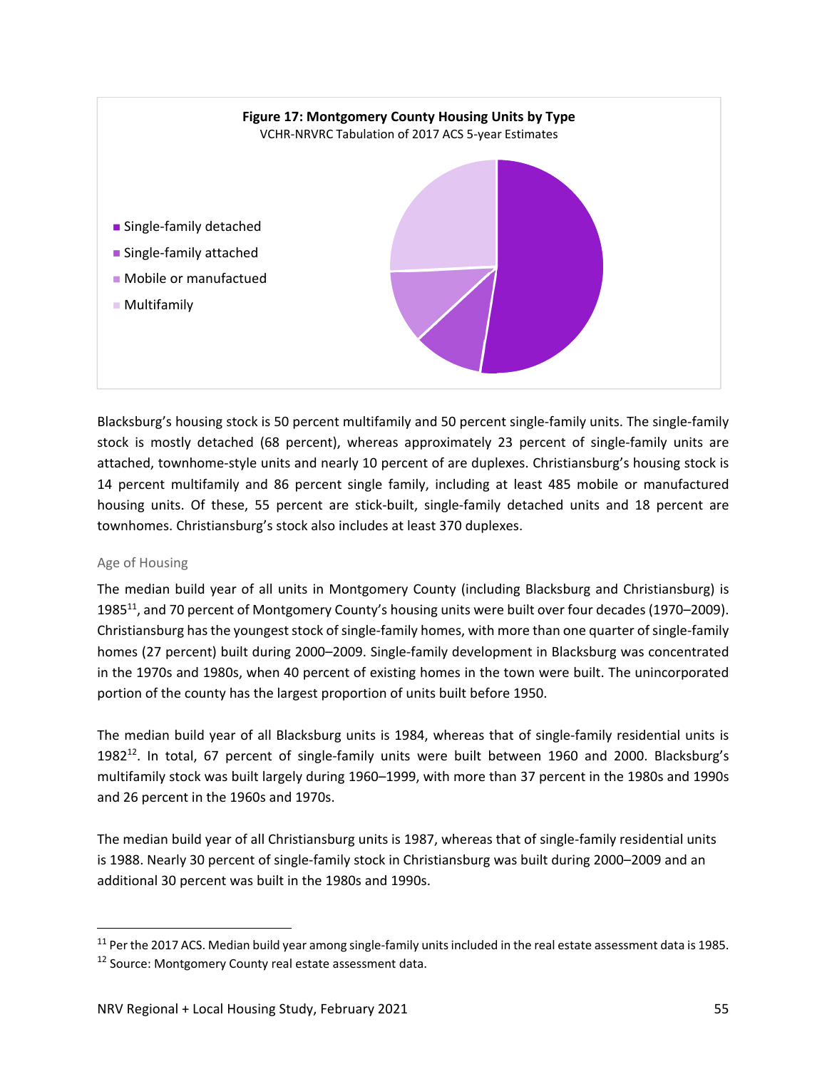**Figure 17: Montgomery County Housing Units by Type**

VCHR-NRVRC Tabulation of 2017 ACS 5-year Estimates

- Single-family detached
- Single-family attached
- Mobile or manufactued
- Multifamily

Blacksburg's housing stock is 50 percent multifamily and 50 percent single-family units. The single-family stock is mostly detached (68 percent), whereas approximately 23 percent of single-family units are attached, townhome-style units and nearly 10 percent of are duplexes. Christiansburg's housing stock is 14 percent multifamily and 86 percent single family, including at least 485 mobile or manufactured housing units. Of these, 55 percent are stick-built, single-family detached units and 18 percent are townhomes. Christiansburg's stock also includes at least 370 duplexes.

### Age of Housing

The median build year of all units in Montgomery County (including Blacksburg and Christiansburg) is 1985[11], and 70 percent of Montgomery County's housing units were built over four decades (1970–2009). Christiansburg has the youngest stock of single-family homes, with more than one quarter of single-family homes (27 percent) built during 2000–2009. Single-family development in Blacksburg was concentrated in the 1970s and 1980s, when 40 percent of existing homes in the town were built. The unincorporated portion of the county has the largest proportion of units built before 1950.

The median build year of all Blacksburg units is 1984, whereas that of single-family residential units is 1982[12]. In total, 67 percent of single-family units were built between 1960 and 2000. Blacksburg's multifamily stock was built largely during 1960–1999, with more than 37 percent in the 1980s and 1990s and 26 percent in the 1960s and 1970s.

The median build year of all Christiansburg units is 1987, whereas that of single-family residential units is 1988. Nearly 30 percent of single-family stock in Christiansburg was built during 2000–2009 and an additional 30 percent was built in the 1980s and 1990s.

---

[11] Per the 2017 ACS. Median build year among single-family units included in the real estate assessment data is 1985.

[12] Source: Montgomery County real estate assessment data.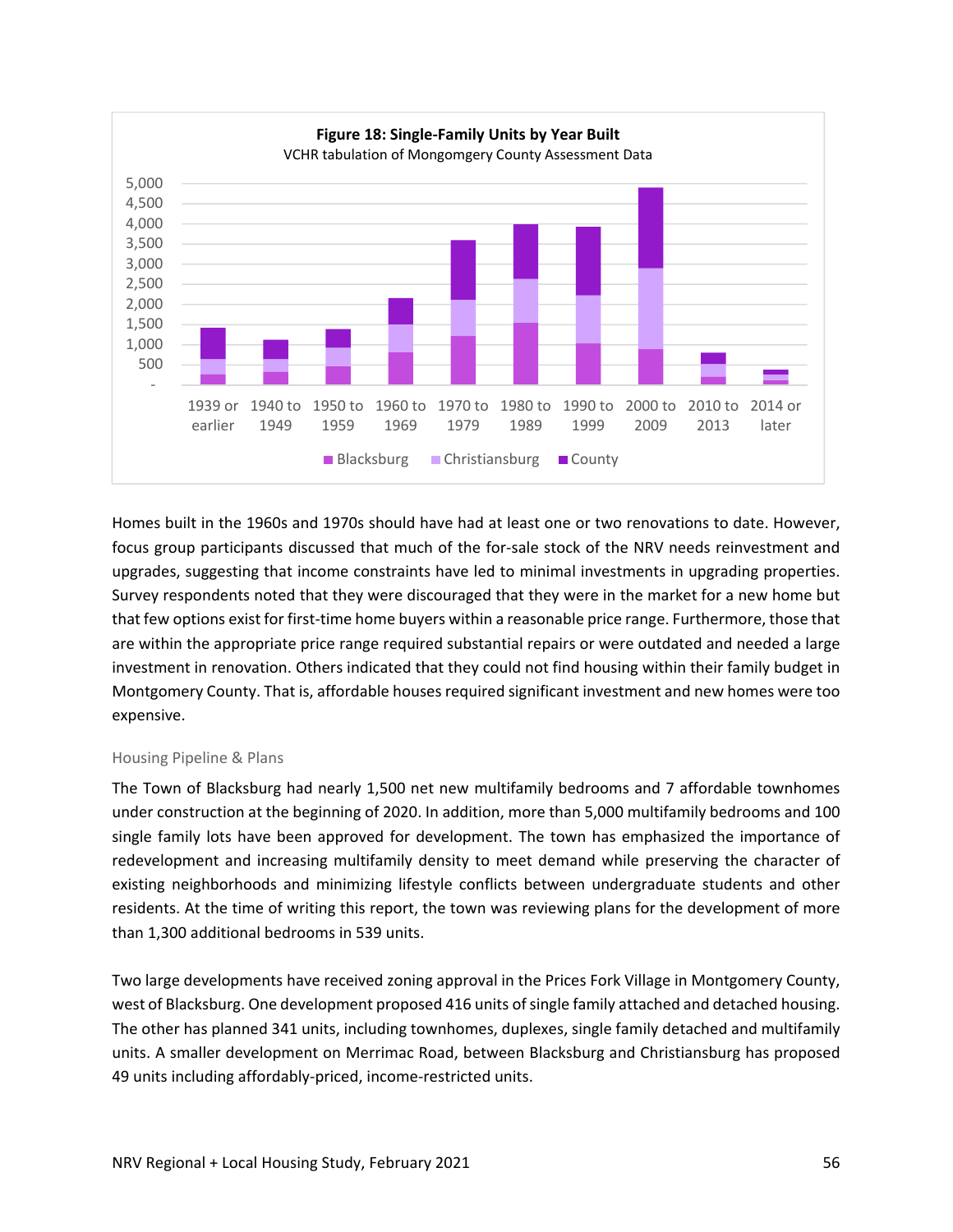**Figure 18: Single-Family Units by Year Built**

VCHR tabulation of Mongomgery County Assessment Data

Homes built in the 1960s and 1970s should have had at least one or two renovations to date. However, focus group participants discussed that much of the for-sale stock of the NRV needs reinvestment and upgrades, suggesting that income constraints have led to minimal investments in upgrading properties. Survey respondents noted that they were discouraged that they were in the market for a new home but that few options exist for first-time home buyers within a reasonable price range. Furthermore, those that are within the appropriate price range required substantial repairs or were outdated and needed a large investment in renovation. Others indicated that they could not find housing within their family budget in Montgomery County. That is, affordable houses required significant investment and new homes were too expensive.

### Housing Pipeline & Plans

The Town of Blacksburg had nearly 1,500 net new multifamily bedrooms and 7 affordable townhomes under construction at the beginning of 2020. In addition, more than 5,000 multifamily bedrooms and 100 single family lots have been approved for development. The town has emphasized the importance of redevelopment and increasing multifamily density to meet demand while preserving the character of existing neighborhoods and minimizing lifestyle conflicts between undergraduate students and other residents. At the time of writing this report, the town was reviewing plans for the development of more than 1,300 additional bedrooms in 539 units.

Two large developments have received zoning approval in the Prices Fork Village in Montgomery County, west of Blacksburg. One development proposed 416 units of single family attached and detached housing. The other has planned 341 units, including townhomes, duplexes, single family detached and multifamily units. A smaller development on Merrimac Road, between Blacksburg and Christiansburg has proposed 49 units including affordably-priced, income-restricted units.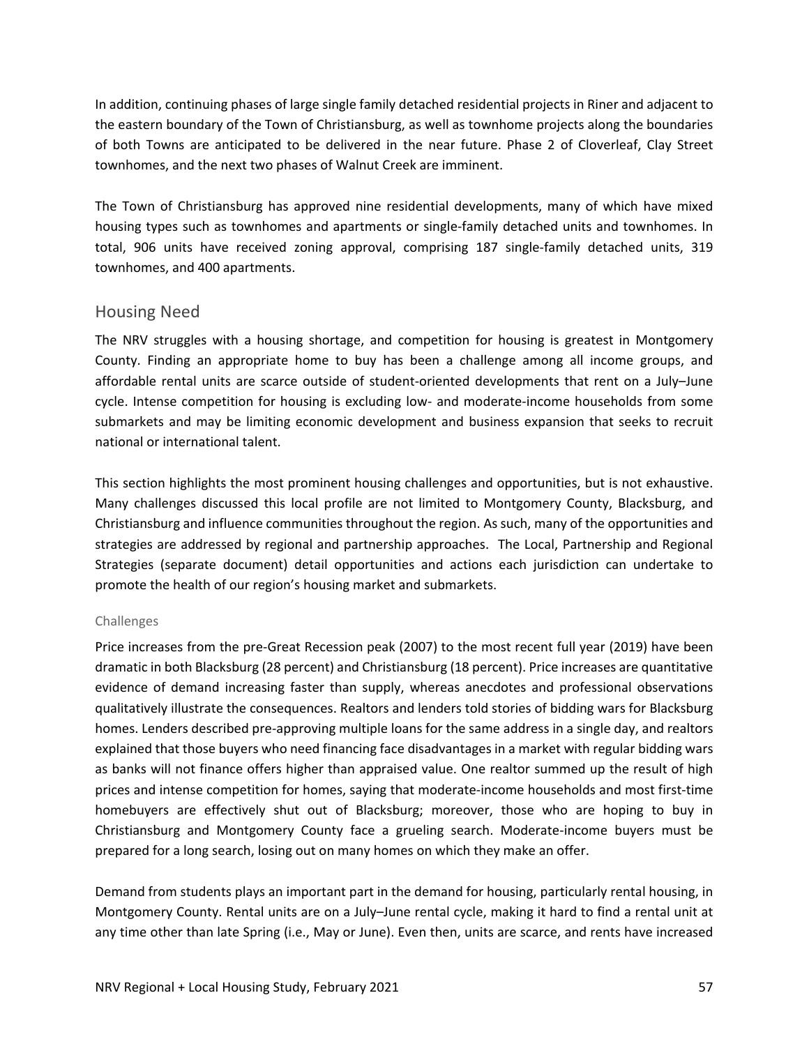In addition, continuing phases of large single family detached residential projects in Riner and adjacent to the eastern boundary of the Town of Christiansburg, as well as townhome projects along the boundaries of both Towns are anticipated to be delivered in the near future. Phase 2 of Cloverleaf, Clay Street townhomes, and the next two phases of Walnut Creek are imminent.

The Town of Christiansburg has approved nine residential developments, many of which have mixed housing types such as townhomes and apartments or single-family detached units and townhomes. In total, 906 units have received zoning approval, comprising 187 single-family detached units, 319 townhomes, and 400 apartments.

## Housing Need

The NRV struggles with a housing shortage, and competition for housing is greatest in Montgomery County. Finding an appropriate home to buy has been a challenge among all income groups, and affordable rental units are scarce outside of student-oriented developments that rent on a July–June cycle. Intense competition for housing is excluding low- and moderate-income households from some submarkets and may be limiting economic development and business expansion that seeks to recruit national or international talent.

This section highlights the most prominent housing challenges and opportunities, but is not exhaustive. Many challenges discussed this local profile are not limited to Montgomery County, Blacksburg, and Christiansburg and influence communities throughout the region. As such, many of the opportunities and strategies are addressed by regional and partnership approaches. The Local, Partnership and Regional Strategies (separate document) detail opportunities and actions each jurisdiction can undertake to promote the health of our region's housing market and submarkets.

### Challenges

Price increases from the pre-Great Recession peak (2007) to the most recent full year (2019) have been dramatic in both Blacksburg (28 percent) and Christiansburg (18 percent). Price increases are quantitative evidence of demand increasing faster than supply, whereas anecdotes and professional observations qualitatively illustrate the consequences. Realtors and lenders told stories of bidding wars for Blacksburg homes. Lenders described pre-approving multiple loans for the same address in a single day, and realtors explained that those buyers who need financing face disadvantages in a market with regular bidding wars as banks will not finance offers higher than appraised value. One realtor summed up the result of high prices and intense competition for homes, saying that moderate-income households and most first-time homebuyers are effectively shut out of Blacksburg; moreover, those who are hoping to buy in Christiansburg and Montgomery County face a grueling search. Moderate-income buyers must be prepared for a long search, losing out on many homes on which they make an offer.

Demand from students plays an important part in the demand for housing, particularly rental housing, in Montgomery County. Rental units are on a July–June rental cycle, making it hard to find a rental unit at any time other than late Spring (i.e., May or June). Even then, units are scarce, and rents have increased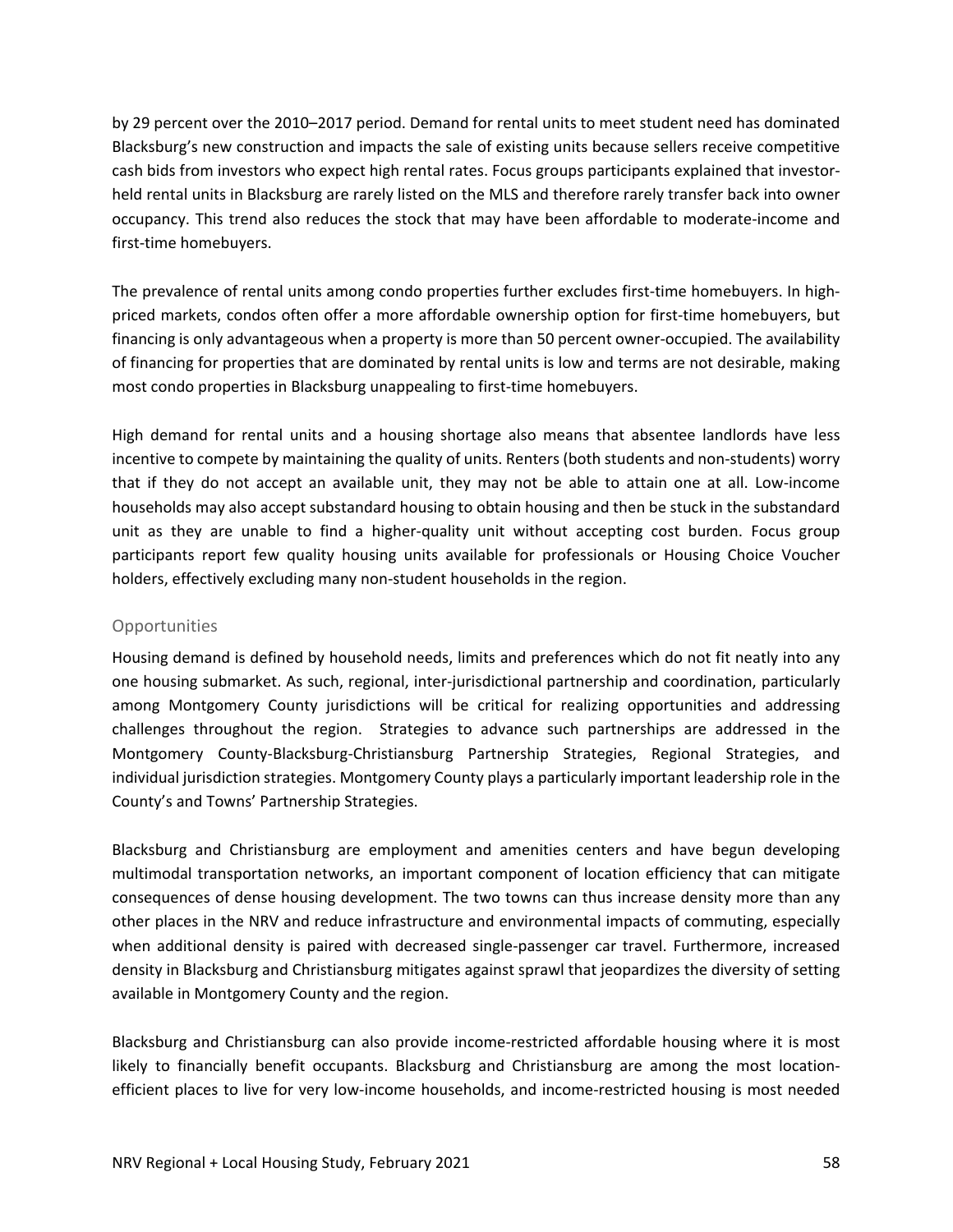by 29 percent over the 2010–2017 period. Demand for rental units to meet student need has dominated Blacksburg's new construction and impacts the sale of existing units because sellers receive competitive cash bids from investors who expect high rental rates. Focus groups participants explained that investor-held rental units in Blacksburg are rarely listed on the MLS and therefore rarely transfer back into owner occupancy. This trend also reduces the stock that may have been affordable to moderate-income and first-time homebuyers.

The prevalence of rental units among condo properties further excludes first-time homebuyers. In high-priced markets, condos often offer a more affordable ownership option for first-time homebuyers, but financing is only advantageous when a property is more than 50 percent owner-occupied. The availability of financing for properties that are dominated by rental units is low and terms are not desirable, making most condo properties in Blacksburg unappealing to first-time homebuyers.

High demand for rental units and a housing shortage also means that absentee landlords have less incentive to compete by maintaining the quality of units. Renters (both students and non-students) worry that if they do not accept an available unit, they may not be able to attain one at all. Low-income households may also accept substandard housing to obtain housing and then be stuck in the substandard unit as they are unable to find a higher-quality unit without accepting cost burden. Focus group participants report few quality housing units available for professionals or Housing Choice Voucher holders, effectively excluding many non-student households in the region.

### Opportunities

Housing demand is defined by household needs, limits and preferences which do not fit neatly into any one housing submarket. As such, regional, inter-jurisdictional partnership and coordination, particularly among Montgomery County jurisdictions will be critical for realizing opportunities and addressing challenges throughout the region. Strategies to advance such partnerships are addressed in the Montgomery County-Blacksburg-Christiansburg Partnership Strategies, Regional Strategies, and individual jurisdiction strategies. Montgomery County plays a particularly important leadership role in the County's and Towns' Partnership Strategies.

Blacksburg and Christiansburg are employment and amenities centers and have begun developing multimodal transportation networks, an important component of location efficiency that can mitigate consequences of dense housing development. The two towns can thus increase density more than any other places in the NRV and reduce infrastructure and environmental impacts of commuting, especially when additional density is paired with decreased single-passenger car travel. Furthermore, increased density in Blacksburg and Christiansburg mitigates against sprawl that jeopardizes the diversity of setting available in Montgomery County and the region.

Blacksburg and Christiansburg can also provide income-restricted affordable housing where it is most likely to financially benefit occupants. Blacksburg and Christiansburg are among the most location-efficient places to live for very low-income households, and income-restricted housing is most needed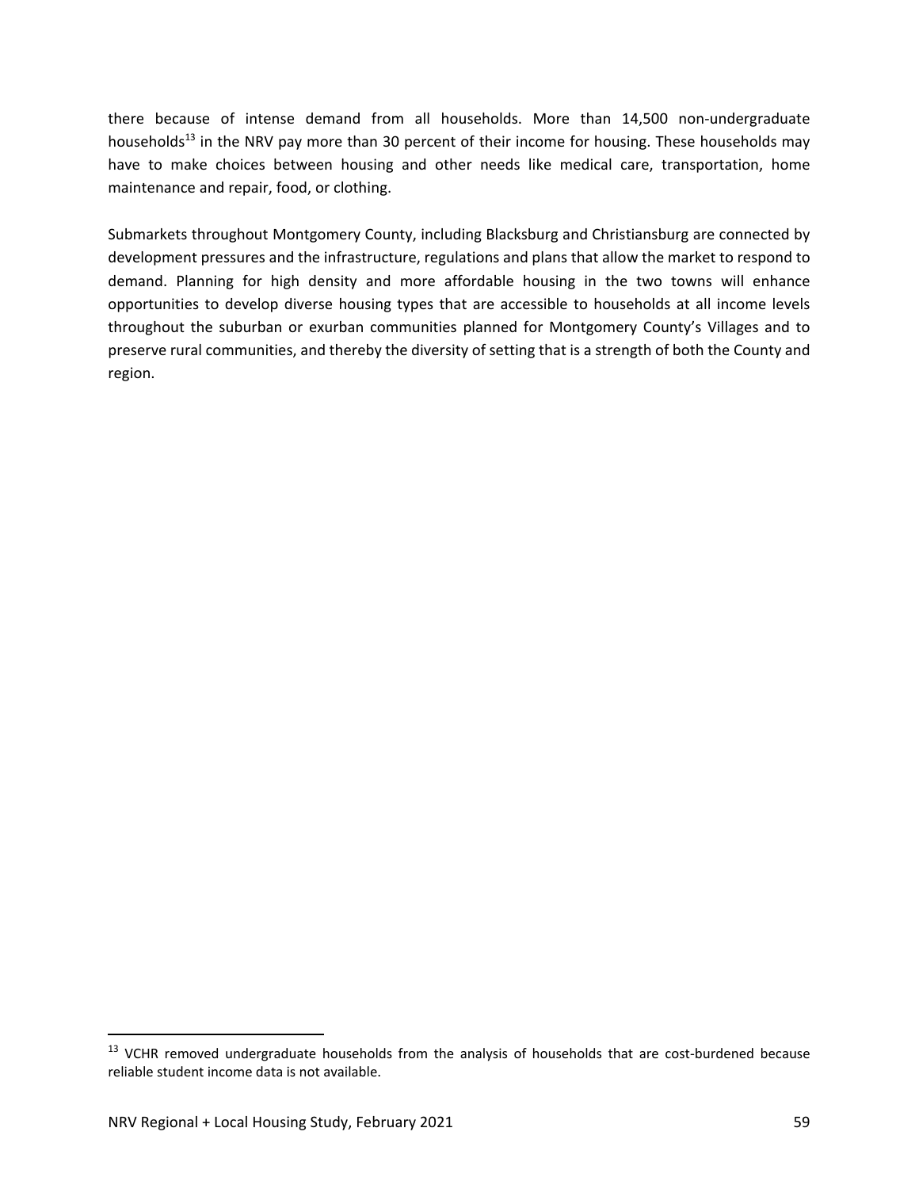there because of intense demand from all households. More than 14,500 non-undergraduate households[13] in the NRV pay more than 30 percent of their income for housing. These households may have to make choices between housing and other needs like medical care, transportation, home maintenance and repair, food, or clothing.

Submarkets throughout Montgomery County, including Blacksburg and Christiansburg are connected by development pressures and the infrastructure, regulations and plans that allow the market to respond to demand. Planning for high density and more affordable housing in the two towns will enhance opportunities to develop diverse housing types that are accessible to households at all income levels throughout the suburban or exurban communities planned for Montgomery County's Villages and to preserve rural communities, and thereby the diversity of setting that is a strength of both the County and region.

[13] VCHR removed undergraduate households from the analysis of households that are cost-burdened because reliable student income data is not available.